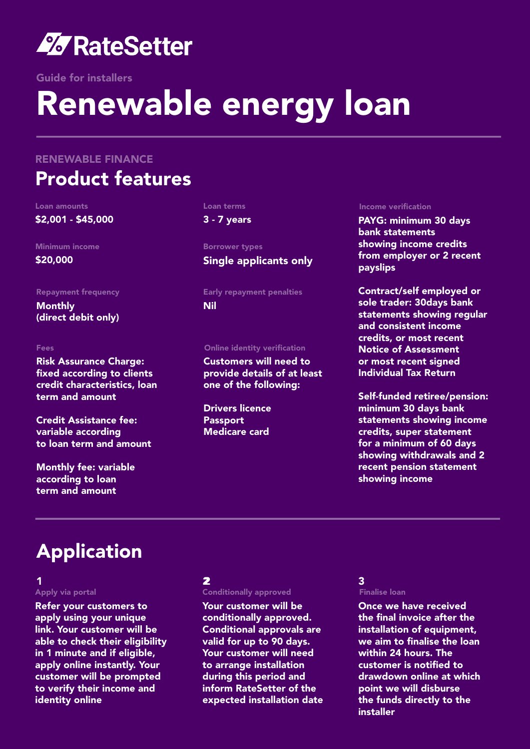# RateSetter

Guide for installers

# Renewable energy loan

---

RENEWABLE FINANCE

## Product features

**Loan amounts**
$2,001 - $45,000

**Minimum income**
$20,000

**Repayment frequency**
Monthly
(direct debit only)

**Fees**

Risk Assurance Charge: fixed according to clients credit characteristics, loan term and amount

Credit Assistance fee: variable according to loan term and amount

Monthly fee: variable according to loan term and amount

**Loan terms**
3 - 7 years

**Borrower types**
Single applicants only

**Early repayment penalties**
Nil

**Online identity verification**

Customers will need to provide details of at least one of the following:

Drivers licence
Passport
Medicare card

**Income verification**

PAYG: minimum 30 days bank statements showing income credits from employer or 2 recent payslips

Contract/self employed or sole trader: 30days bank statements showing regular and consistent income credits, or most recent Notice of Assessment or most recent signed Individual Tax Return

Self-funded retiree/pension: minimum 30 days bank statements showing income credits, super statement for a minimum of 60 days showing withdrawals and 2 recent pension statement showing income

---

## Application

### 1
**Apply via portal**

Refer your customers to apply using your unique link. Your customer will be able to check their eligibility in 1 minute and if eligible, apply online instantly. Your customer will be prompted to verify their income and identity online

### 2
**Conditionally approved**

Your customer will be conditionally approved. Conditional approvals are valid for up to 90 days. Your customer will need to arrange installation during this period and inform RateSetter of the expected installation date

### 3
**Finalise loan**

Once we have received the final invoice after the installation of equipment, we aim to finalise the loan within 24 hours. The customer is notified to drawdown online at which point we will disburse the funds directly to the installer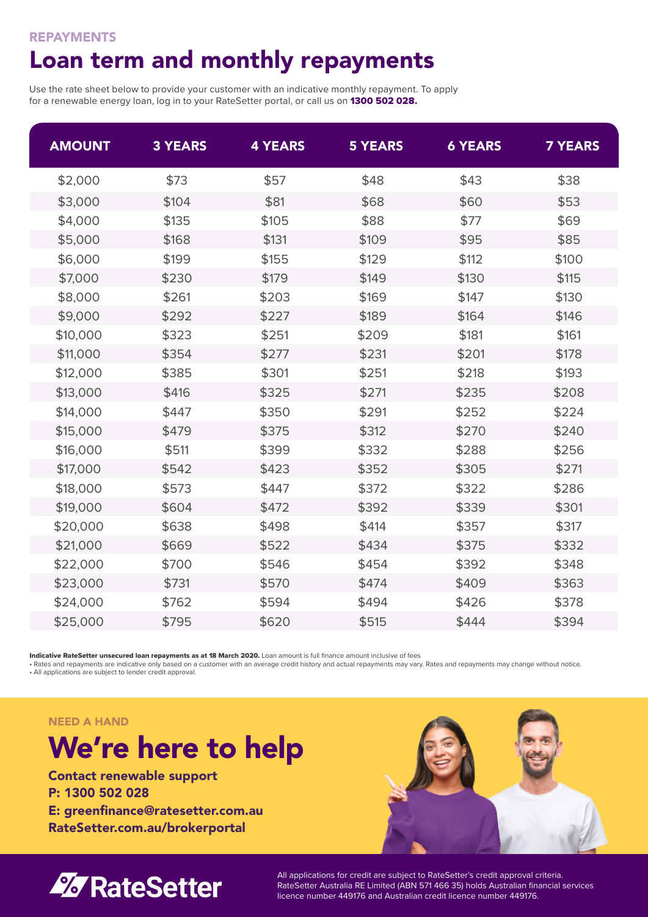REPAYMENTS

# Loan term and monthly repayments

Use the rate sheet below to provide your customer with an indicative monthly repayment. To apply for a renewable energy loan, log in to your RateSetter portal, or call us on **1300 502 028.**

| AMOUNT | 3 YEARS | 4 YEARS | 5 YEARS | 6 YEARS | 7 YEARS |
|---|---|---|---|---|---|
| $2,000 | $73 | $57 | $48 | $43 | $38 |
| $3,000 | $104 | $81 | $68 | $60 | $53 |
| $4,000 | $135 | $105 | $88 | $77 | $69 |
| $5,000 | $168 | $131 | $109 | $95 | $85 |
| $6,000 | $199 | $155 | $129 | $112 | $100 |
| $7,000 | $230 | $179 | $149 | $130 | $115 |
| $8,000 | $261 | $203 | $169 | $147 | $130 |
| $9,000 | $292 | $227 | $189 | $164 | $146 |
| $10,000 | $323 | $251 | $209 | $181 | $161 |
| $11,000 | $354 | $277 | $231 | $201 | $178 |
| $12,000 | $385 | $301 | $251 | $218 | $193 |
| $13,000 | $416 | $325 | $271 | $235 | $208 |
| $14,000 | $447 | $350 | $291 | $252 | $224 |
| $15,000 | $479 | $375 | $312 | $270 | $240 |
| $16,000 | $511 | $399 | $332 | $288 | $256 |
| $17,000 | $542 | $423 | $352 | $305 | $271 |
| $18,000 | $573 | $447 | $372 | $322 | $286 |
| $19,000 | $604 | $472 | $392 | $339 | $301 |
| $20,000 | $638 | $498 | $414 | $357 | $317 |
| $21,000 | $669 | $522 | $434 | $375 | $332 |
| $22,000 | $700 | $546 | $454 | $392 | $348 |
| $23,000 | $731 | $570 | $474 | $409 | $363 |
| $24,000 | $762 | $594 | $494 | $426 | $378 |
| $25,000 | $795 | $620 | $515 | $444 | $394 |

**Indicative RateSetter unsecured loan repayments as at 18 March 2020.** Loan amount is full finance amount inclusive of fees

- Rates and repayments are indicative only based on a customer with an average credit history and actual repayments may vary. Rates and repayments may change without notice.
- All applications are subject to lender credit approval.

NEED A HAND

## We're here to help

**Contact renewable support**
**P: 1300 502 028**
**E: greenfinance@ratesetter.com.au**
**RateSetter.com.au/brokerportal**

RateSetter

All applications for credit are subject to RateSetter's credit approval criteria. RateSetter Australia RE Limited (ABN 571 466 35) holds Australian financial services licence number 449176 and Australian credit licence number 449176.